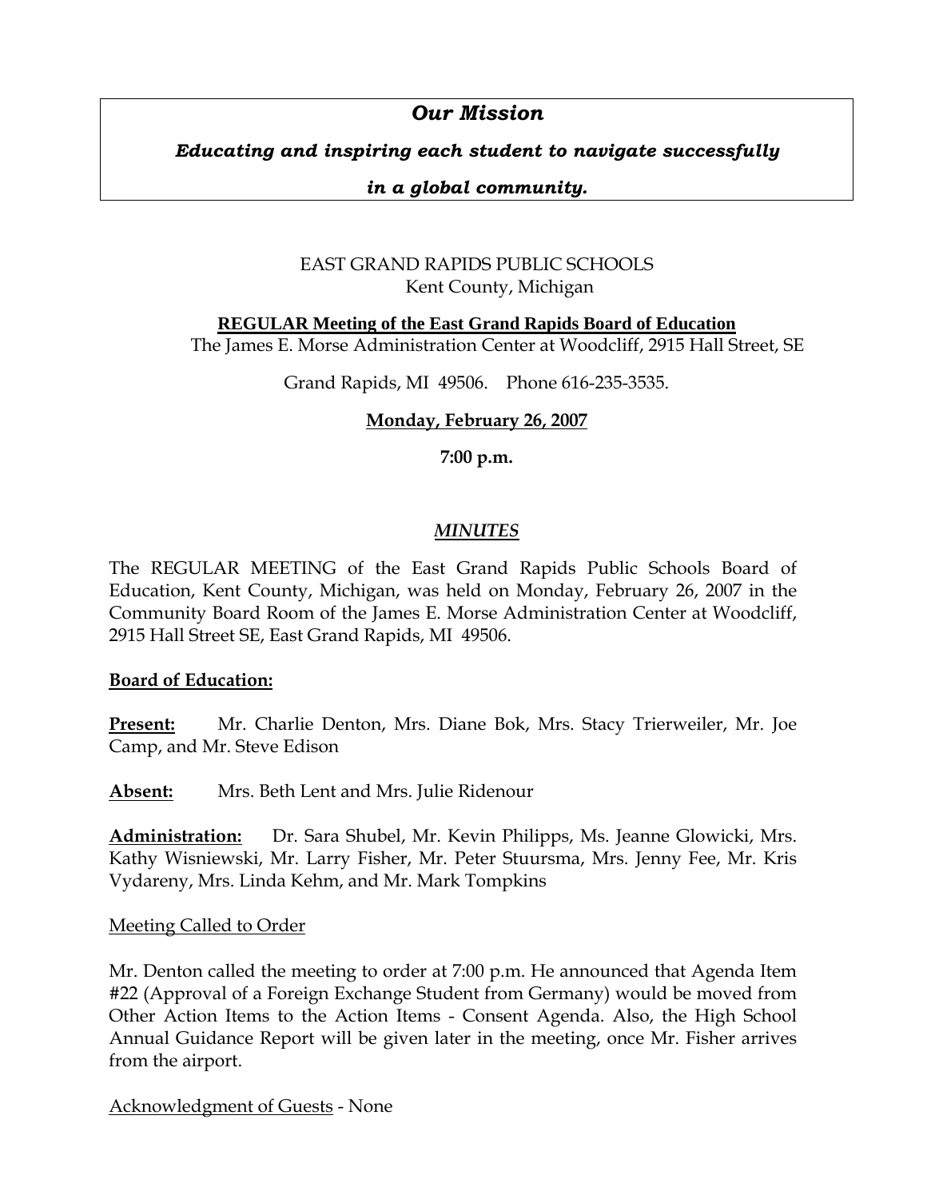## *Our Mission*

***Educating and inspiring each student to navigate successfully***

***in a global community.***

EAST GRAND RAPIDS PUBLIC SCHOOLS
Kent County, Michigan

**REGULAR Meeting of the East Grand Rapids Board of Education**
The James E. Morse Administration Center at Woodcliff, 2915 Hall Street, SE

Grand Rapids, MI 49506. Phone 616-235-3535.

**Monday, February 26, 2007**

**7:00 p.m.**

***MINUTES***

The REGULAR MEETING of the East Grand Rapids Public Schools Board of Education, Kent County, Michigan, was held on Monday, February 26, 2007 in the Community Board Room of the James E. Morse Administration Center at Woodcliff, 2915 Hall Street SE, East Grand Rapids, MI 49506.

**Board of Education:**

**Present:** Mr. Charlie Denton, Mrs. Diane Bok, Mrs. Stacy Trierweiler, Mr. Joe Camp, and Mr. Steve Edison

**Absent:** Mrs. Beth Lent and Mrs. Julie Ridenour

**Administration:** Dr. Sara Shubel, Mr. Kevin Philipps, Ms. Jeanne Glowicki, Mrs. Kathy Wisniewski, Mr. Larry Fisher, Mr. Peter Stuursma, Mrs. Jenny Fee, Mr. Kris Vydareny, Mrs. Linda Kehm, and Mr. Mark Tompkins

Meeting Called to Order

Mr. Denton called the meeting to order at 7:00 p.m. He announced that Agenda Item #22 (Approval of a Foreign Exchange Student from Germany) would be moved from Other Action Items to the Action Items - Consent Agenda. Also, the High School Annual Guidance Report will be given later in the meeting, once Mr. Fisher arrives from the airport.

Acknowledgment of Guests - None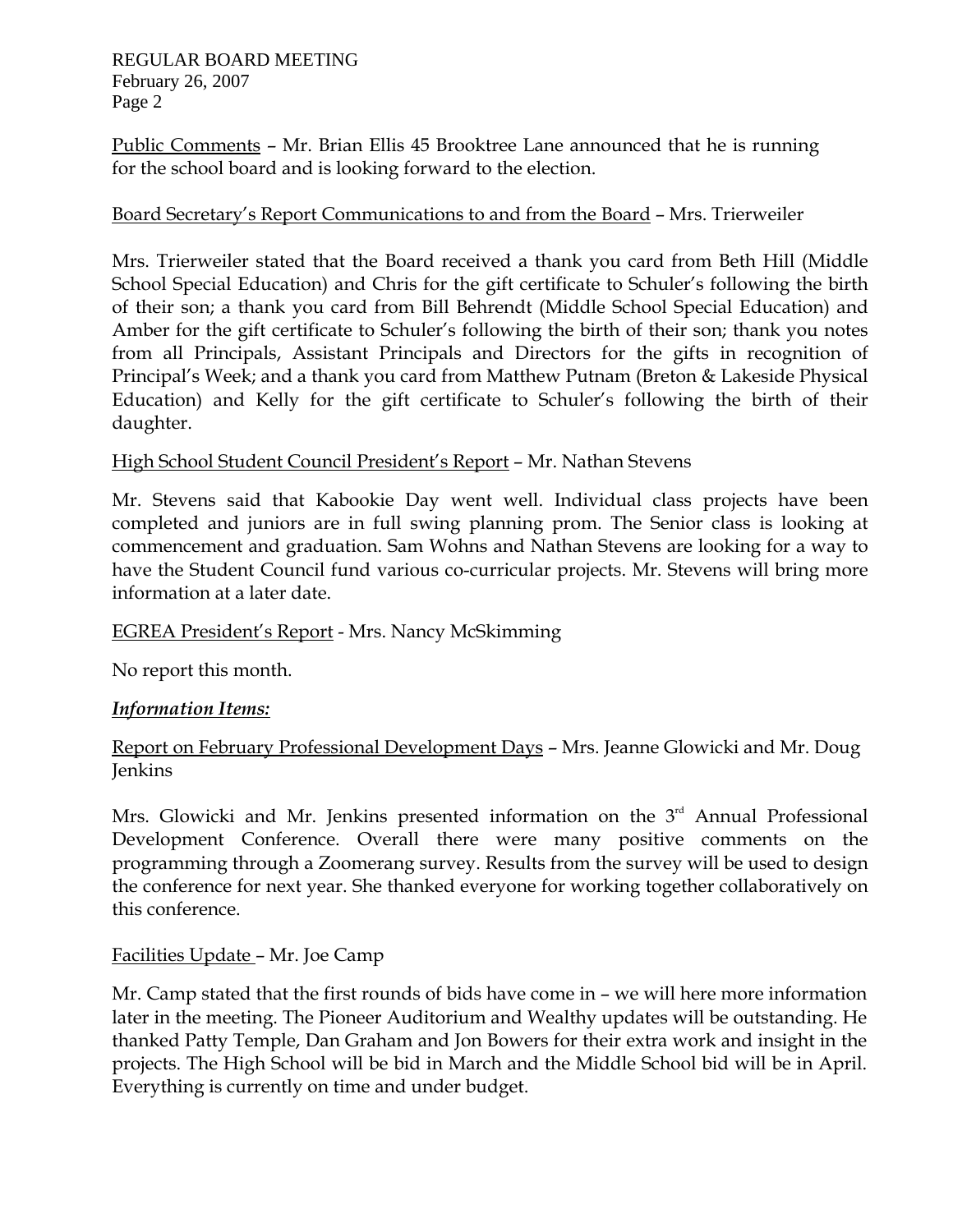Public Comments – Mr. Brian Ellis 45 Brooktree Lane announced that he is running for the school board and is looking forward to the election.

Board Secretary's Report Communications to and from the Board – Mrs. Trierweiler

Mrs. Trierweiler stated that the Board received a thank you card from Beth Hill (Middle School Special Education) and Chris for the gift certificate to Schuler's following the birth of their son; a thank you card from Bill Behrendt (Middle School Special Education) and Amber for the gift certificate to Schuler's following the birth of their son; thank you notes from all Principals, Assistant Principals and Directors for the gifts in recognition of Principal's Week; and a thank you card from Matthew Putnam (Breton & Lakeside Physical Education) and Kelly for the gift certificate to Schuler's following the birth of their daughter.

High School Student Council President's Report – Mr. Nathan Stevens

Mr. Stevens said that Kabookie Day went well. Individual class projects have been completed and juniors are in full swing planning prom. The Senior class is looking at commencement and graduation. Sam Wohns and Nathan Stevens are looking for a way to have the Student Council fund various co-curricular projects. Mr. Stevens will bring more information at a later date.

EGREA President's Report - Mrs. Nancy McSkimming

No report this month.

***Information Items:***

Report on February Professional Development Days – Mrs. Jeanne Glowicki and Mr. Doug Jenkins

Mrs. Glowicki and Mr. Jenkins presented information on the 3rd Annual Professional Development Conference. Overall there were many positive comments on the programming through a Zoomerang survey. Results from the survey will be used to design the conference for next year. She thanked everyone for working together collaboratively on this conference.

Facilities Update – Mr. Joe Camp

Mr. Camp stated that the first rounds of bids have come in – we will here more information later in the meeting. The Pioneer Auditorium and Wealthy updates will be outstanding. He thanked Patty Temple, Dan Graham and Jon Bowers for their extra work and insight in the projects. The High School will be bid in March and the Middle School bid will be in April. Everything is currently on time and under budget.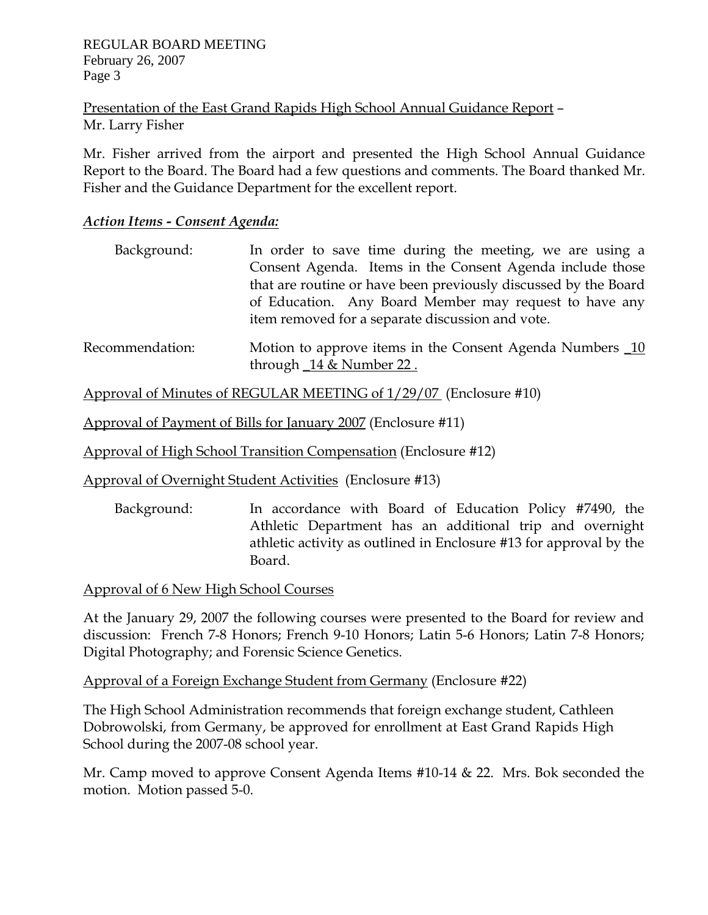Presentation of the East Grand Rapids High School Annual Guidance Report – Mr. Larry Fisher

Mr. Fisher arrived from the airport and presented the High School Annual Guidance Report to the Board. The Board had a few questions and comments. The Board thanked Mr. Fisher and the Guidance Department for the excellent report.

***Action Items - Consent Agenda:***

Background: In order to save time during the meeting, we are using a Consent Agenda. Items in the Consent Agenda include those that are routine or have been previously discussed by the Board of Education. Any Board Member may request to have any item removed for a separate discussion and vote.

Recommendation: Motion to approve items in the Consent Agenda Numbers _10 through _14 & Number 22 .

Approval of Minutes of REGULAR MEETING of 1/29/07 (Enclosure #10)

Approval of Payment of Bills for January 2007 (Enclosure #11)

Approval of High School Transition Compensation (Enclosure #12)

Approval of Overnight Student Activities (Enclosure #13)

Background: In accordance with Board of Education Policy #7490, the Athletic Department has an additional trip and overnight athletic activity as outlined in Enclosure #13 for approval by the Board.

Approval of 6 New High School Courses

At the January 29, 2007 the following courses were presented to the Board for review and discussion: French 7-8 Honors; French 9-10 Honors; Latin 5-6 Honors; Latin 7-8 Honors; Digital Photography; and Forensic Science Genetics.

Approval of a Foreign Exchange Student from Germany (Enclosure #22)

The High School Administration recommends that foreign exchange student, Cathleen Dobrowolski, from Germany, be approved for enrollment at East Grand Rapids High School during the 2007-08 school year.

Mr. Camp moved to approve Consent Agenda Items #10-14 & 22. Mrs. Bok seconded the motion. Motion passed 5-0.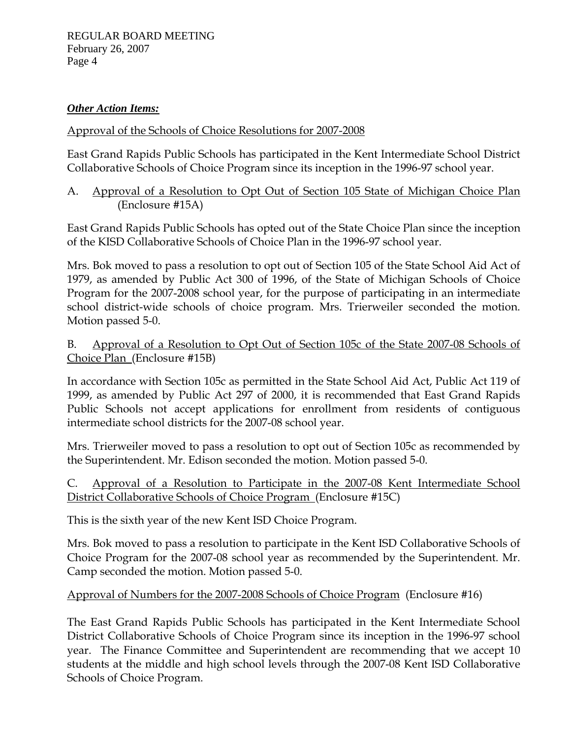***Other Action Items:***

Approval of the Schools of Choice Resolutions for 2007-2008

East Grand Rapids Public Schools has participated in the Kent Intermediate School District Collaborative Schools of Choice Program since its inception in the 1996-97 school year.

A. Approval of a Resolution to Opt Out of Section 105 State of Michigan Choice Plan (Enclosure #15A)

East Grand Rapids Public Schools has opted out of the State Choice Plan since the inception of the KISD Collaborative Schools of Choice Plan in the 1996-97 school year.

Mrs. Bok moved to pass a resolution to opt out of Section 105 of the State School Aid Act of 1979, as amended by Public Act 300 of 1996, of the State of Michigan Schools of Choice Program for the 2007-2008 school year, for the purpose of participating in an intermediate school district-wide schools of choice program. Mrs. Trierweiler seconded the motion. Motion passed 5-0.

B. Approval of a Resolution to Opt Out of Section 105c of the State 2007-08 Schools of Choice Plan (Enclosure #15B)

In accordance with Section 105c as permitted in the State School Aid Act, Public Act 119 of 1999, as amended by Public Act 297 of 2000, it is recommended that East Grand Rapids Public Schools not accept applications for enrollment from residents of contiguous intermediate school districts for the 2007-08 school year.

Mrs. Trierweiler moved to pass a resolution to opt out of Section 105c as recommended by the Superintendent. Mr. Edison seconded the motion. Motion passed 5-0.

C. Approval of a Resolution to Participate in the 2007-08 Kent Intermediate School District Collaborative Schools of Choice Program (Enclosure #15C)

This is the sixth year of the new Kent ISD Choice Program.

Mrs. Bok moved to pass a resolution to participate in the Kent ISD Collaborative Schools of Choice Program for the 2007-08 school year as recommended by the Superintendent. Mr. Camp seconded the motion. Motion passed 5-0.

Approval of Numbers for the 2007-2008 Schools of Choice Program (Enclosure #16)

The East Grand Rapids Public Schools has participated in the Kent Intermediate School District Collaborative Schools of Choice Program since its inception in the 1996-97 school year. The Finance Committee and Superintendent are recommending that we accept 10 students at the middle and high school levels through the 2007-08 Kent ISD Collaborative Schools of Choice Program.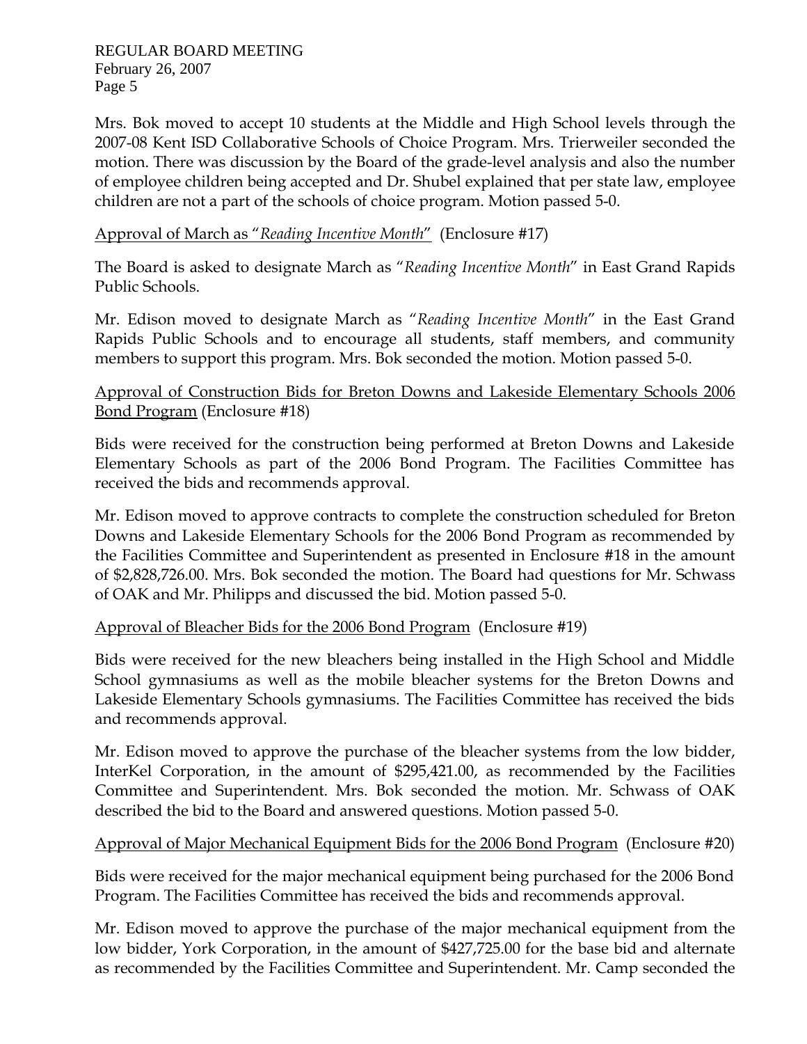Mrs. Bok moved to accept 10 students at the Middle and High School levels through the 2007-08 Kent ISD Collaborative Schools of Choice Program. Mrs. Trierweiler seconded the motion. There was discussion by the Board of the grade-level analysis and also the number of employee children being accepted and Dr. Shubel explained that per state law, employee children are not a part of the schools of choice program. Motion passed 5-0.

<u>Approval of March as "*Reading Incentive Month*"</u> (Enclosure #17)

The Board is asked to designate March as "*Reading Incentive Month*" in East Grand Rapids Public Schools.

Mr. Edison moved to designate March as "*Reading Incentive Month*" in the East Grand Rapids Public Schools and to encourage all students, staff members, and community members to support this program. Mrs. Bok seconded the motion. Motion passed 5-0.

<u>Approval of Construction Bids for Breton Downs and Lakeside Elementary Schools 2006 Bond Program</u> (Enclosure #18)

Bids were received for the construction being performed at Breton Downs and Lakeside Elementary Schools as part of the 2006 Bond Program. The Facilities Committee has received the bids and recommends approval.

Mr. Edison moved to approve contracts to complete the construction scheduled for Breton Downs and Lakeside Elementary Schools for the 2006 Bond Program as recommended by the Facilities Committee and Superintendent as presented in Enclosure #18 in the amount of $2,828,726.00. Mrs. Bok seconded the motion. The Board had questions for Mr. Schwass of OAK and Mr. Philipps and discussed the bid. Motion passed 5-0.

<u>Approval of Bleacher Bids for the 2006 Bond Program</u> (Enclosure #19)

Bids were received for the new bleachers being installed in the High School and Middle School gymnasiums as well as the mobile bleacher systems for the Breton Downs and Lakeside Elementary Schools gymnasiums. The Facilities Committee has received the bids and recommends approval.

Mr. Edison moved to approve the purchase of the bleacher systems from the low bidder, InterKel Corporation, in the amount of $295,421.00, as recommended by the Facilities Committee and Superintendent. Mrs. Bok seconded the motion. Mr. Schwass of OAK described the bid to the Board and answered questions. Motion passed 5-0.

<u>Approval of Major Mechanical Equipment Bids for the 2006 Bond Program</u> (Enclosure #20)

Bids were received for the major mechanical equipment being purchased for the 2006 Bond Program. The Facilities Committee has received the bids and recommends approval.

Mr. Edison moved to approve the purchase of the major mechanical equipment from the low bidder, York Corporation, in the amount of $427,725.00 for the base bid and alternate as recommended by the Facilities Committee and Superintendent. Mr. Camp seconded the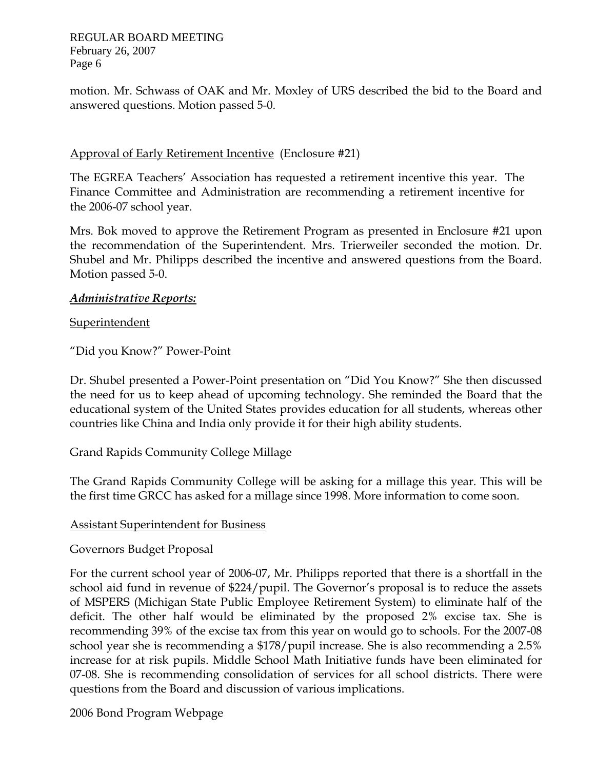motion. Mr. Schwass of OAK and Mr. Moxley of URS described the bid to the Board and answered questions. Motion passed 5-0.

Approval of Early Retirement Incentive (Enclosure #21)

The EGREA Teachers' Association has requested a retirement incentive this year. The Finance Committee and Administration are recommending a retirement incentive for the 2006-07 school year.

Mrs. Bok moved to approve the Retirement Program as presented in Enclosure #21 upon the recommendation of the Superintendent. Mrs. Trierweiler seconded the motion. Dr. Shubel and Mr. Philipps described the incentive and answered questions from the Board. Motion passed 5-0.

***Administrative Reports:***

Superintendent

"Did you Know?" Power-Point

Dr. Shubel presented a Power-Point presentation on "Did You Know?" She then discussed the need for us to keep ahead of upcoming technology. She reminded the Board that the educational system of the United States provides education for all students, whereas other countries like China and India only provide it for their high ability students.

Grand Rapids Community College Millage

The Grand Rapids Community College will be asking for a millage this year. This will be the first time GRCC has asked for a millage since 1998. More information to come soon.

Assistant Superintendent for Business

Governors Budget Proposal

For the current school year of 2006-07, Mr. Philipps reported that there is a shortfall in the school aid fund in revenue of $224/pupil. The Governor's proposal is to reduce the assets of MSPERS (Michigan State Public Employee Retirement System) to eliminate half of the deficit. The other half would be eliminated by the proposed 2% excise tax. She is recommending 39% of the excise tax from this year on would go to schools. For the 2007-08 school year she is recommending a $178/pupil increase. She is also recommending a 2.5% increase for at risk pupils. Middle School Math Initiative funds have been eliminated for 07-08. She is recommending consolidation of services for all school districts. There were questions from the Board and discussion of various implications.

2006 Bond Program Webpage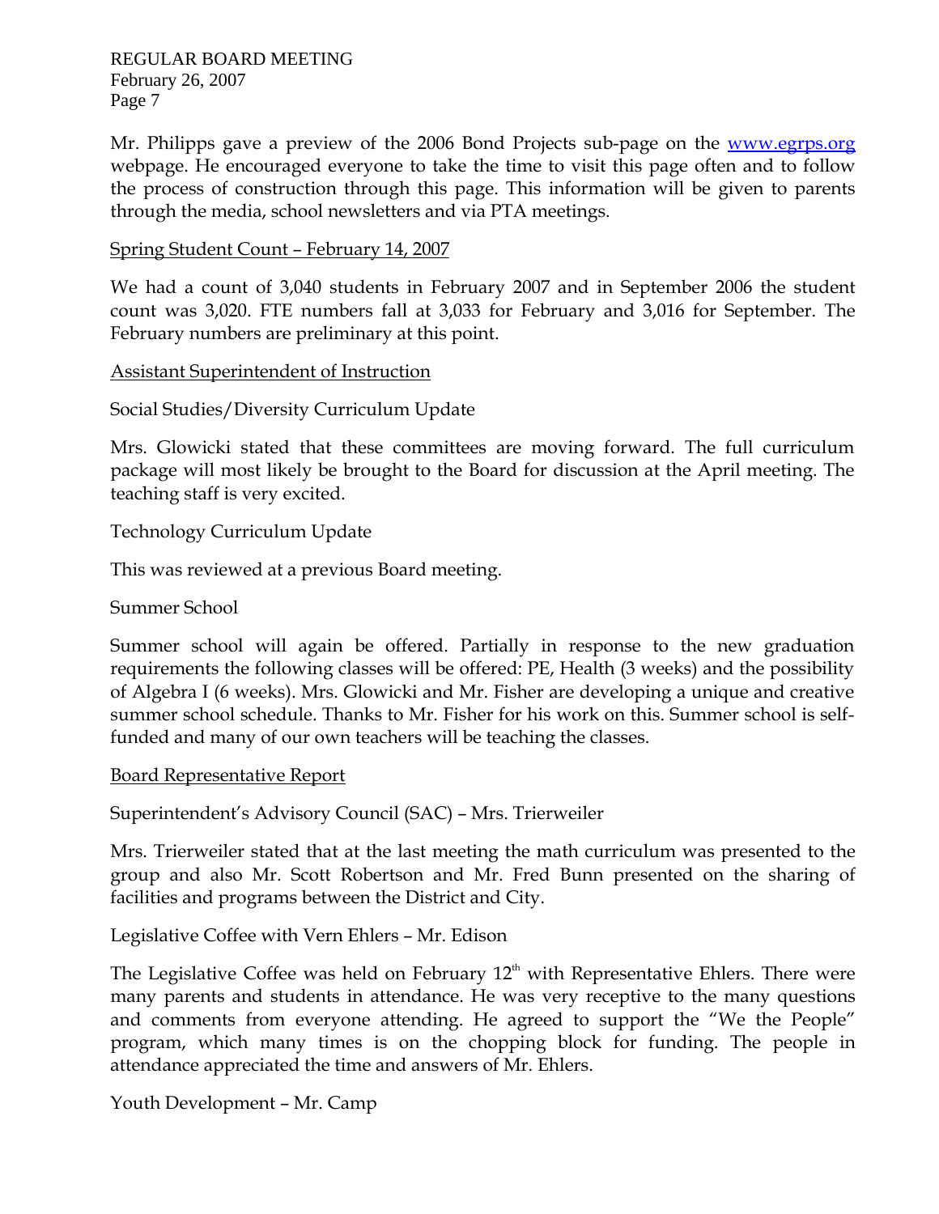Mr. Philipps gave a preview of the 2006 Bond Projects sub-page on the www.egrps.org webpage. He encouraged everyone to take the time to visit this page often and to follow the process of construction through this page. This information will be given to parents through the media, school newsletters and via PTA meetings.

<u>Spring Student Count – February 14, 2007</u>

We had a count of 3,040 students in February 2007 and in September 2006 the student count was 3,020. FTE numbers fall at 3,033 for February and 3,016 for September. The February numbers are preliminary at this point.

<u>Assistant Superintendent of Instruction</u>

Social Studies/Diversity Curriculum Update

Mrs. Glowicki stated that these committees are moving forward. The full curriculum package will most likely be brought to the Board for discussion at the April meeting. The teaching staff is very excited.

Technology Curriculum Update

This was reviewed at a previous Board meeting.

Summer School

Summer school will again be offered. Partially in response to the new graduation requirements the following classes will be offered: PE, Health (3 weeks) and the possibility of Algebra I (6 weeks). Mrs. Glowicki and Mr. Fisher are developing a unique and creative summer school schedule. Thanks to Mr. Fisher for his work on this. Summer school is self-funded and many of our own teachers will be teaching the classes.

<u>Board Representative Report</u>

Superintendent's Advisory Council (SAC) – Mrs. Trierweiler

Mrs. Trierweiler stated that at the last meeting the math curriculum was presented to the group and also Mr. Scott Robertson and Mr. Fred Bunn presented on the sharing of facilities and programs between the District and City.

Legislative Coffee with Vern Ehlers – Mr. Edison

The Legislative Coffee was held on February 12th with Representative Ehlers. There were many parents and students in attendance. He was very receptive to the many questions and comments from everyone attending. He agreed to support the "We the People" program, which many times is on the chopping block for funding. The people in attendance appreciated the time and answers of Mr. Ehlers.

Youth Development – Mr. Camp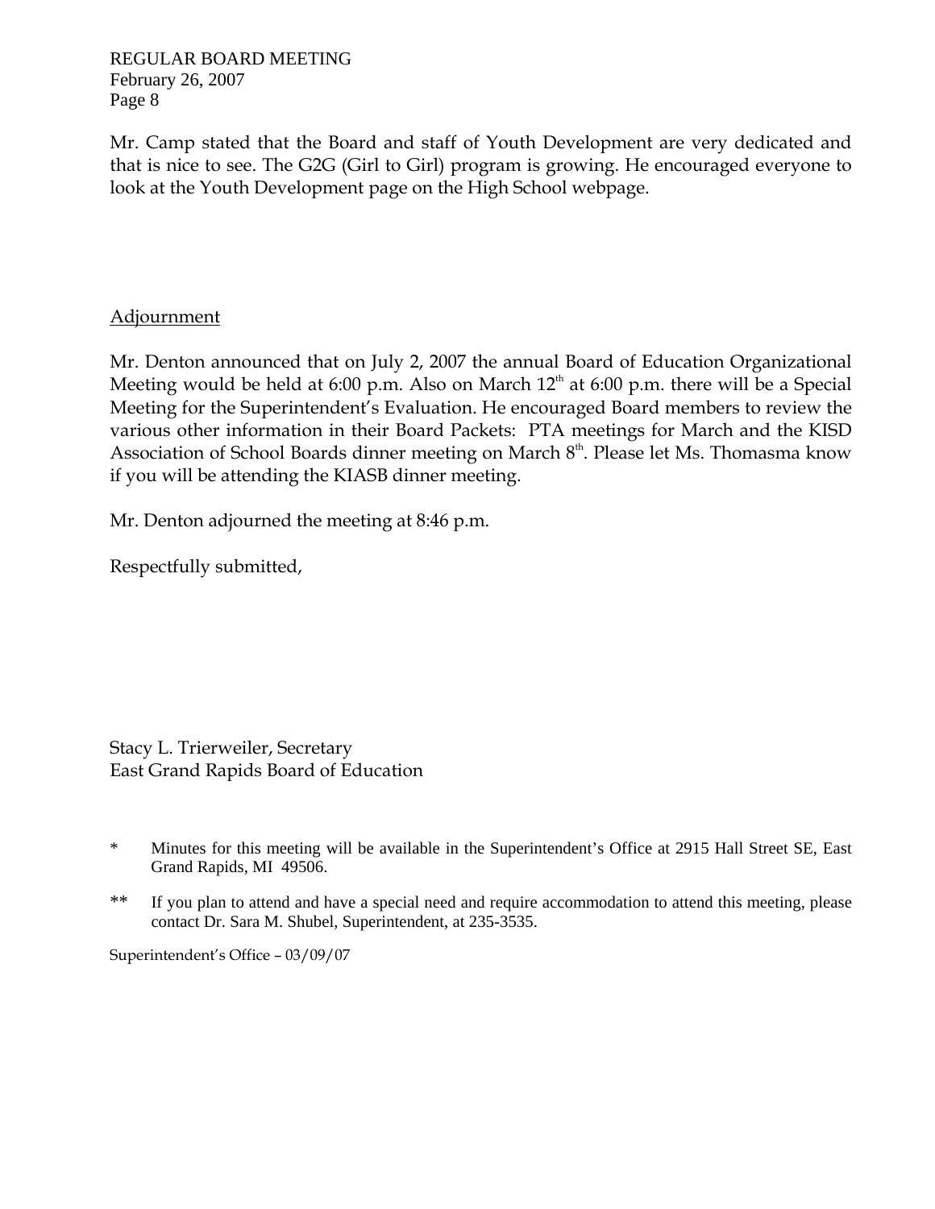Mr. Camp stated that the Board and staff of Youth Development are very dedicated and that is nice to see. The G2G (Girl to Girl) program is growing. He encouraged everyone to look at the Youth Development page on the High School webpage.

## Adjournment

Mr. Denton announced that on July 2, 2007 the annual Board of Education Organizational Meeting would be held at 6:00 p.m. Also on March 12th at 6:00 p.m. there will be a Special Meeting for the Superintendent's Evaluation. He encouraged Board members to review the various other information in their Board Packets: PTA meetings for March and the KISD Association of School Boards dinner meeting on March 8th. Please let Ms. Thomasma know if you will be attending the KIASB dinner meeting.

Mr. Denton adjourned the meeting at 8:46 p.m.

Respectfully submitted,

Stacy L. Trierweiler, Secretary
East Grand Rapids Board of Education

\* Minutes for this meeting will be available in the Superintendent's Office at 2915 Hall Street SE, East Grand Rapids, MI 49506.

\*\* If you plan to attend and have a special need and require accommodation to attend this meeting, please contact Dr. Sara M. Shubel, Superintendent, at 235-3535.

Superintendent's Office – 03/09/07